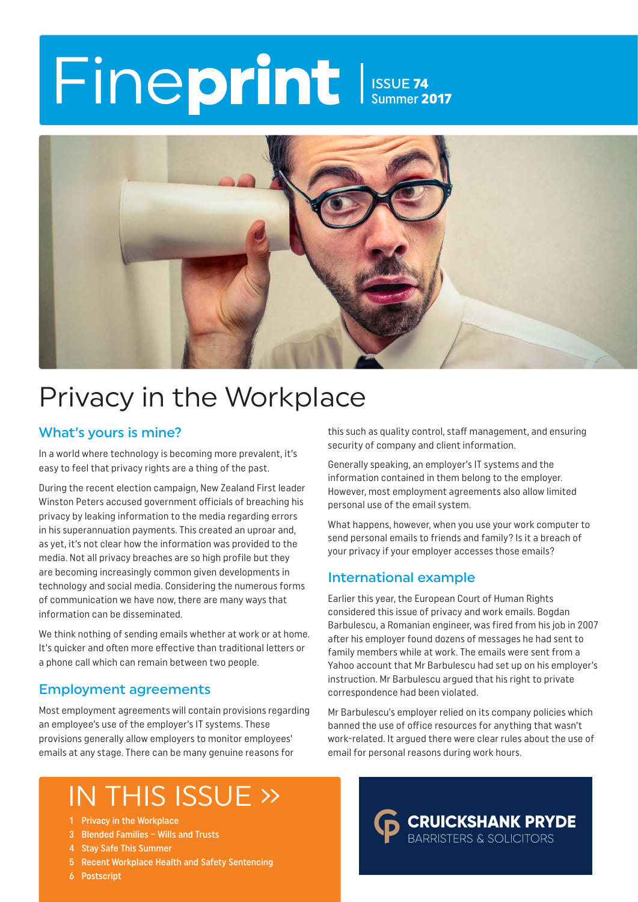# Fineprint

ISSUE 74
Summer 2017

# Privacy in the Workplace

## What's yours is mine?

In a world where technology is becoming more prevalent, it's easy to feel that privacy rights are a thing of the past.

During the recent election campaign, New Zealand First leader Winston Peters accused government officials of breaching his privacy by leaking information to the media regarding errors in his superannuation payments. This created an uproar and, as yet, it's not clear how the information was provided to the media. Not all privacy breaches are so high profile but they are becoming increasingly common given developments in technology and social media. Considering the numerous forms of communication we have now, there are many ways that information can be disseminated.

We think nothing of sending emails whether at work or at home. It's quicker and often more effective than traditional letters or a phone call which can remain between two people.

## Employment agreements

Most employment agreements will contain provisions regarding an employee's use of the employer's IT systems. These provisions generally allow employers to monitor employees' emails at any stage. There can be many genuine reasons for this such as quality control, staff management, and ensuring security of company and client information.

Generally speaking, an employer's IT systems and the information contained in them belong to the employer. However, most employment agreements also allow limited personal use of the email system.

What happens, however, when you use your work computer to send personal emails to friends and family? Is it a breach of your privacy if your employer accesses those emails?

## International example

Earlier this year, the European Court of Human Rights considered this issue of privacy and work emails. Bogdan Barbulescu, a Romanian engineer, was fired from his job in 2007 after his employer found dozens of messages he had sent to family members while at work. The emails were sent from a Yahoo account that Mr Barbulescu had set up on his employer's instruction. Mr Barbulescu argued that his right to private correspondence had been violated.

Mr Barbulescu's employer relied on its company policies which banned the use of office resources for anything that wasn't work-related. It argued there were clear rules about the use of email for personal reasons during work hours.

## IN THIS ISSUE »

1 Privacy in the Workplace
3 Blended Families – Wills and Trusts
4 Stay Safe This Summer
5 Recent Workplace Health and Safety Sentencing
6 Postscript

**CRUICKSHANK PRYDE**
BARRISTERS & SOLICITORS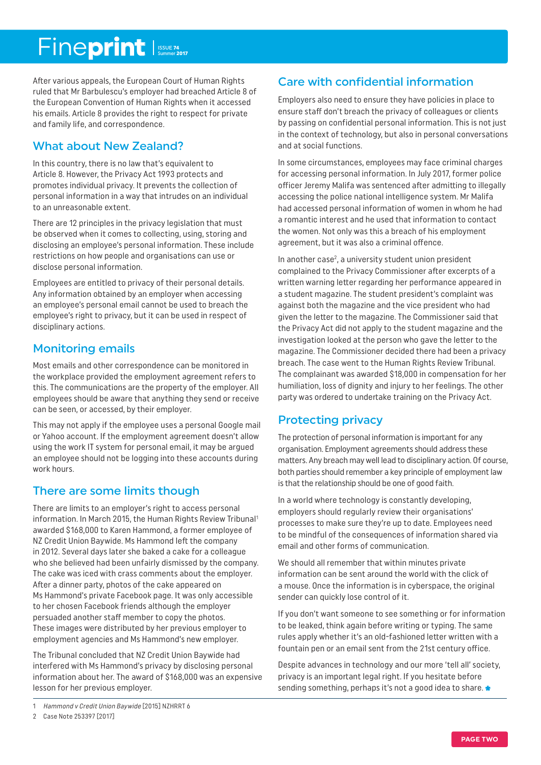After various appeals, the European Court of Human Rights ruled that Mr Barbulescu's employer had breached Article 8 of the European Convention of Human Rights when it accessed his emails. Article 8 provides the right to respect for private and family life, and correspondence.

## What about New Zealand?

In this country, there is no law that's equivalent to Article 8. However, the Privacy Act 1993 protects and promotes individual privacy. It prevents the collection of personal information in a way that intrudes on an individual to an unreasonable extent.

There are 12 principles in the privacy legislation that must be observed when it comes to collecting, using, storing and disclosing an employee's personal information. These include restrictions on how people and organisations can use or disclose personal information.

Employees are entitled to privacy of their personal details. Any information obtained by an employer when accessing an employee's personal email cannot be used to breach the employee's right to privacy, but it can be used in respect of disciplinary actions.

## Monitoring emails

Most emails and other correspondence can be monitored in the workplace provided the employment agreement refers to this. The communications are the property of the employer. All employees should be aware that anything they send or receive can be seen, or accessed, by their employer.

This may not apply if the employee uses a personal Google mail or Yahoo account. If the employment agreement doesn't allow using the work IT system for personal email, it may be argued an employee should not be logging into these accounts during work hours.

## There are some limits though

There are limits to an employer's right to access personal information. In March 2015, the Human Rights Review Tribunal[1] awarded $168,000 to Karen Hammond, a former employee of NZ Credit Union Baywide. Ms Hammond left the company in 2012. Several days later she baked a cake for a colleague who she believed had been unfairly dismissed by the company. The cake was iced with crass comments about the employer. After a dinner party, photos of the cake appeared on Ms Hammond's private Facebook page. It was only accessible to her chosen Facebook friends although the employer persuaded another staff member to copy the photos. These images were distributed by her previous employer to employment agencies and Ms Hammond's new employer.

The Tribunal concluded that NZ Credit Union Baywide had interfered with Ms Hammond's privacy by disclosing personal information about her. The award of $168,000 was an expensive lesson for her previous employer.

## Care with confidential information

Employers also need to ensure they have policies in place to ensure staff don't breach the privacy of colleagues or clients by passing on confidential personal information. This is not just in the context of technology, but also in personal conversations and at social functions.

In some circumstances, employees may face criminal charges for accessing personal information. In July 2017, former police officer Jeremy Malifa was sentenced after admitting to illegally accessing the police national intelligence system. Mr Malifa had accessed personal information of women in whom he had a romantic interest and he used that information to contact the women. Not only was this a breach of his employment agreement, but it was also a criminal offence.

In another case[2], a university student union president complained to the Privacy Commissioner after excerpts of a written warning letter regarding her performance appeared in a student magazine. The student president's complaint was against both the magazine and the vice president who had given the letter to the magazine. The Commissioner said that the Privacy Act did not apply to the student magazine and the investigation looked at the person who gave the letter to the magazine. The Commissioner decided there had been a privacy breach. The case went to the Human Rights Review Tribunal. The complainant was awarded $18,000 in compensation for her humiliation, loss of dignity and injury to her feelings. The other party was ordered to undertake training on the Privacy Act.

## Protecting privacy

The protection of personal information is important for any organisation. Employment agreements should address these matters. Any breach may well lead to disciplinary action. Of course, both parties should remember a key principle of employment law is that the relationship should be one of good faith.

In a world where technology is constantly developing, employers should regularly review their organisations' processes to make sure they're up to date. Employees need to be mindful of the consequences of information shared via email and other forms of communication.

We should all remember that within minutes private information can be sent around the world with the click of a mouse. Once the information is in cyberspace, the original sender can quickly lose control of it.

If you don't want someone to see something or for information to be leaked, think again before writing or typing. The same rules apply whether it's an old-fashioned letter written with a fountain pen or an email sent from the 21st century office.

Despite advances in technology and our more 'tell all' society, privacy is an important legal right. If you hesitate before sending something, perhaps it's not a good idea to share.

---

1 *Hammond v Credit Union Baywide* [2015] NZHRRT 6

2 Case Note 253397 [2017]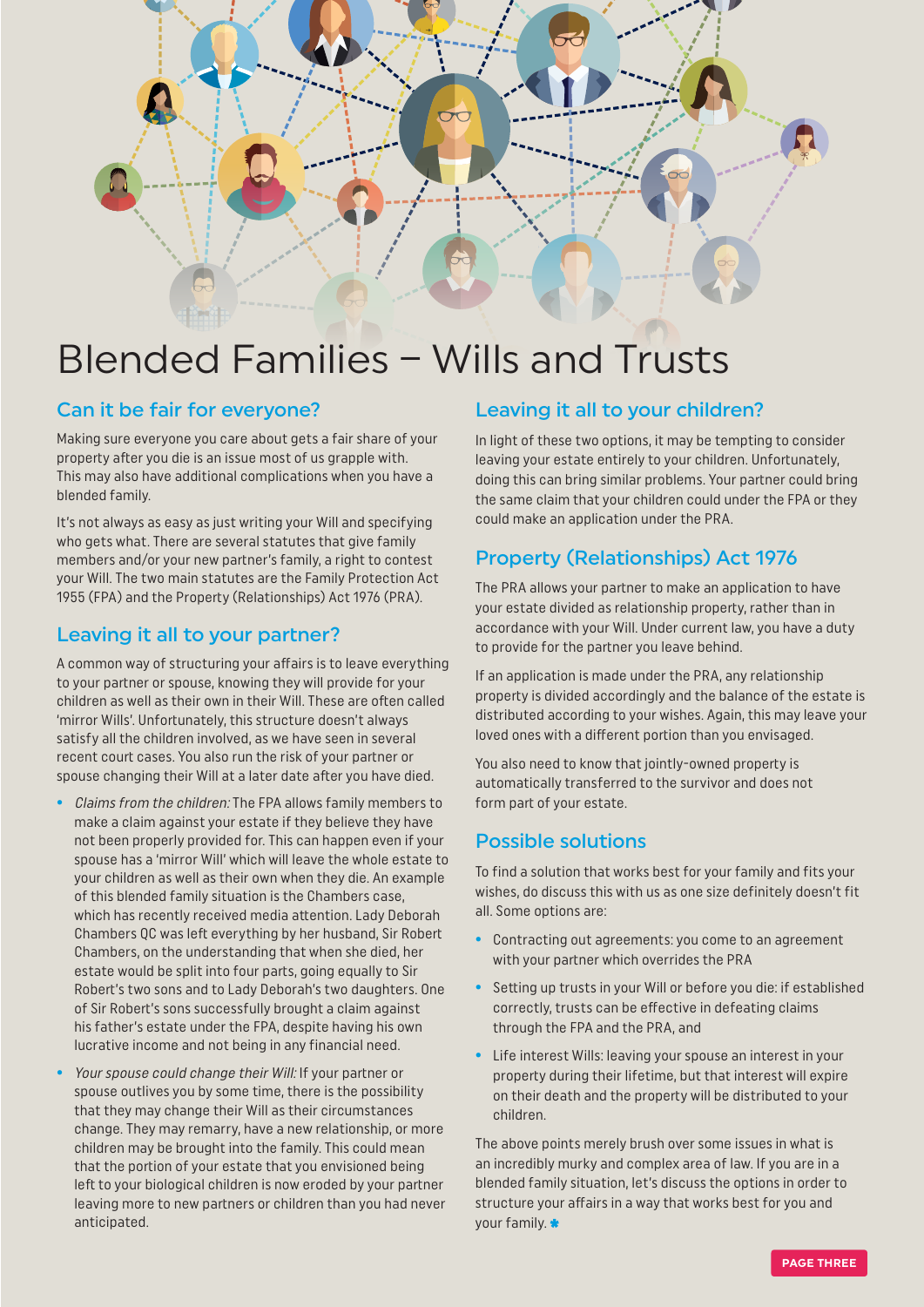# Blended Families – Wills and Trusts

## Can it be fair for everyone?

Making sure everyone you care about gets a fair share of your property after you die is an issue most of us grapple with. This may also have additional complications when you have a blended family.

It's not always as easy as just writing your Will and specifying who gets what. There are several statutes that give family members and/or your new partner's family, a right to contest your Will. The two main statutes are the Family Protection Act 1955 (FPA) and the Property (Relationships) Act 1976 (PRA).

## Leaving it all to your partner?

A common way of structuring your affairs is to leave everything to your partner or spouse, knowing they will provide for your children as well as their own in their Will. These are often called 'mirror Wills'. Unfortunately, this structure doesn't always satisfy all the children involved, as we have seen in several recent court cases. You also run the risk of your partner or spouse changing their Will at a later date after you have died.

- *Claims from the children:* The FPA allows family members to make a claim against your estate if they believe they have not been properly provided for. This can happen even if your spouse has a 'mirror Will' which will leave the whole estate to your children as well as their own when they die. An example of this blended family situation is the Chambers case, which has recently received media attention. Lady Deborah Chambers QC was left everything by her husband, Sir Robert Chambers, on the understanding that when she died, her estate would be split into four parts, going equally to Sir Robert's two sons and to Lady Deborah's two daughters. One of Sir Robert's sons successfully brought a claim against his father's estate under the FPA, despite having his own lucrative income and not being in any financial need.
- *Your spouse could change their Will:* If your partner or spouse outlives you by some time, there is the possibility that they may change their Will as their circumstances change. They may remarry, have a new relationship, or more children may be brought into the family. This could mean that the portion of your estate that you envisioned being left to your biological children is now eroded by your partner leaving more to new partners or children than you had never anticipated.

## Leaving it all to your children?

In light of these two options, it may be tempting to consider leaving your estate entirely to your children. Unfortunately, doing this can bring similar problems. Your partner could bring the same claim that your children could under the FPA or they could make an application under the PRA.

## Property (Relationships) Act 1976

The PRA allows your partner to make an application to have your estate divided as relationship property, rather than in accordance with your Will. Under current law, you have a duty to provide for the partner you leave behind.

If an application is made under the PRA, any relationship property is divided accordingly and the balance of the estate is distributed according to your wishes. Again, this may leave your loved ones with a different portion than you envisaged.

You also need to know that jointly-owned property is automatically transferred to the survivor and does not form part of your estate.

## Possible solutions

To find a solution that works best for your family and fits your wishes, do discuss this with us as one size definitely doesn't fit all. Some options are:

- Contracting out agreements: you come to an agreement with your partner which overrides the PRA
- Setting up trusts in your Will or before you die: if established correctly, trusts can be effective in defeating claims through the FPA and the PRA, and
- Life interest Wills: leaving your spouse an interest in your property during their lifetime, but that interest will expire on their death and the property will be distributed to your children.

The above points merely brush over some issues in what is an incredibly murky and complex area of law. If you are in a blended family situation, let's discuss the options in order to structure your affairs in a way that works best for you and your family.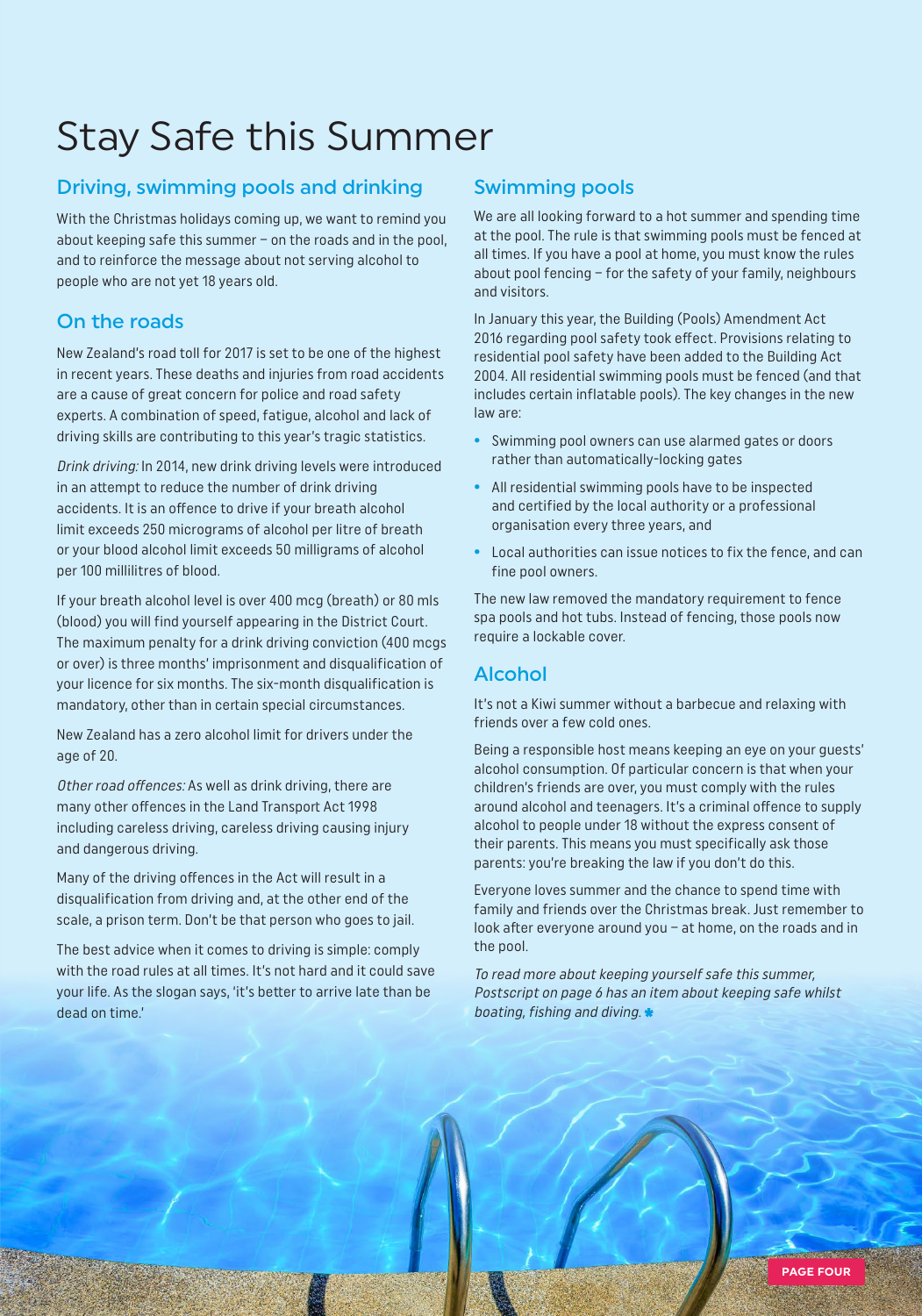# Stay Safe this Summer

## Driving, swimming pools and drinking

With the Christmas holidays coming up, we want to remind you about keeping safe this summer – on the roads and in the pool, and to reinforce the message about not serving alcohol to people who are not yet 18 years old.

## On the roads

New Zealand's road toll for 2017 is set to be one of the highest in recent years. These deaths and injuries from road accidents are a cause of great concern for police and road safety experts. A combination of speed, fatigue, alcohol and lack of driving skills are contributing to this year's tragic statistics.

*Drink driving:* In 2014, new drink driving levels were introduced in an attempt to reduce the number of drink driving accidents. It is an offence to drive if your breath alcohol limit exceeds 250 micrograms of alcohol per litre of breath or your blood alcohol limit exceeds 50 milligrams of alcohol per 100 millilitres of blood.

If your breath alcohol level is over 400 mcg (breath) or 80 mls (blood) you will find yourself appearing in the District Court. The maximum penalty for a drink driving conviction (400 mcgs or over) is three months' imprisonment and disqualification of your licence for six months. The six-month disqualification is mandatory, other than in certain special circumstances.

New Zealand has a zero alcohol limit for drivers under the age of 20.

*Other road offences:* As well as drink driving, there are many other offences in the Land Transport Act 1998 including careless driving, careless driving causing injury and dangerous driving.

Many of the driving offences in the Act will result in a disqualification from driving and, at the other end of the scale, a prison term. Don't be that person who goes to jail.

The best advice when it comes to driving is simple: comply with the road rules at all times. It's not hard and it could save your life. As the slogan says, 'it's better to arrive late than be dead on time.'

## Swimming pools

We are all looking forward to a hot summer and spending time at the pool. The rule is that swimming pools must be fenced at all times. If you have a pool at home, you must know the rules about pool fencing – for the safety of your family, neighbours and visitors.

In January this year, the Building (Pools) Amendment Act 2016 regarding pool safety took effect. Provisions relating to residential pool safety have been added to the Building Act 2004. All residential swimming pools must be fenced (and that includes certain inflatable pools). The key changes in the new law are:

- Swimming pool owners can use alarmed gates or doors rather than automatically-locking gates
- All residential swimming pools have to be inspected and certified by the local authority or a professional organisation every three years, and
- Local authorities can issue notices to fix the fence, and can fine pool owners.

The new law removed the mandatory requirement to fence spa pools and hot tubs. Instead of fencing, those pools now require a lockable cover.

## Alcohol

It's not a Kiwi summer without a barbecue and relaxing with friends over a few cold ones.

Being a responsible host means keeping an eye on your guests' alcohol consumption. Of particular concern is that when your children's friends are over, you must comply with the rules around alcohol and teenagers. It's a criminal offence to supply alcohol to people under 18 without the express consent of their parents. This means you must specifically ask those parents: you're breaking the law if you don't do this.

Everyone loves summer and the chance to spend time with family and friends over the Christmas break. Just remember to look after everyone around you – at home, on the roads and in the pool.

*To read more about keeping yourself safe this summer, Postscript on page 6 has an item about keeping safe whilst boating, fishing and diving.*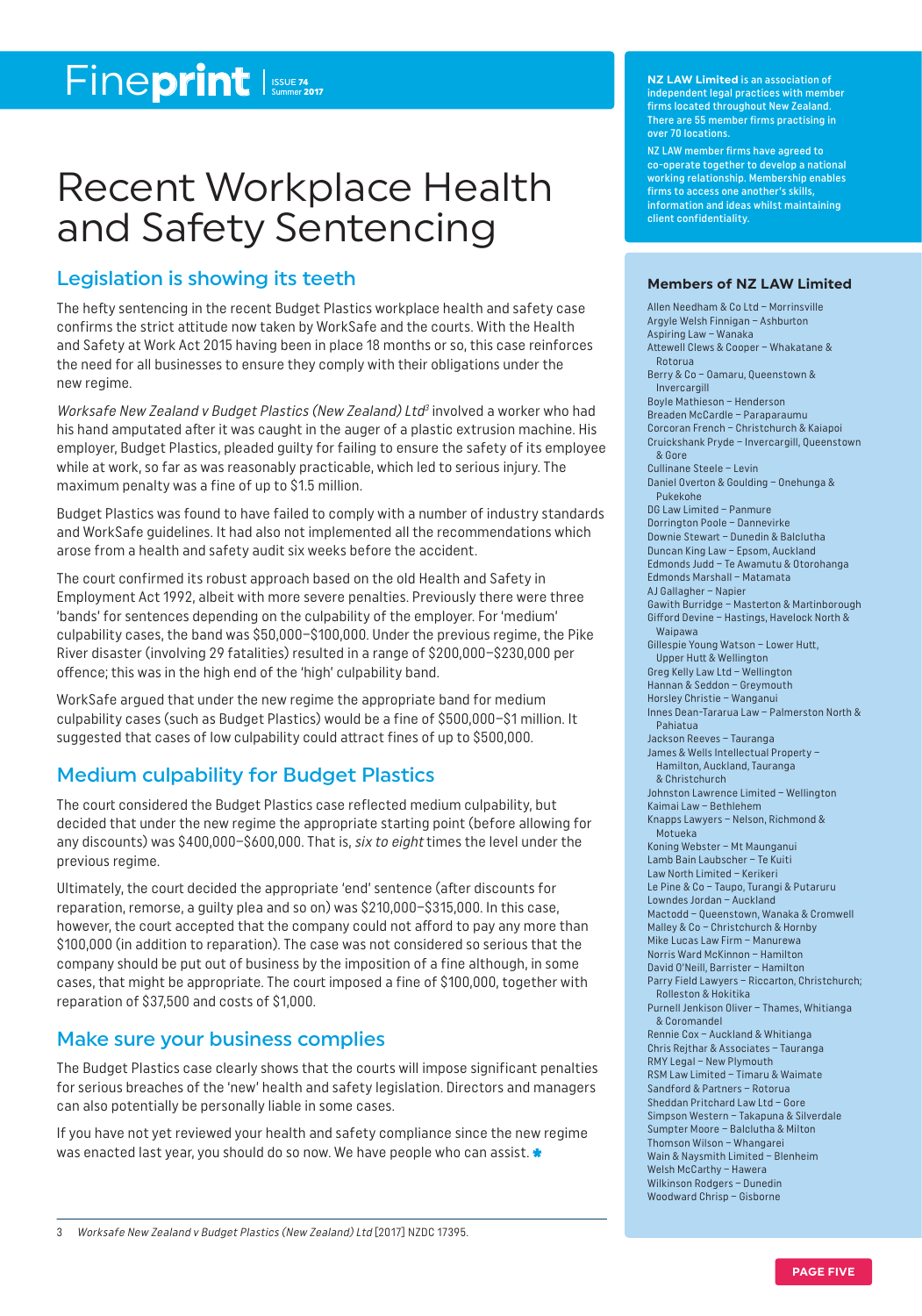# Recent Workplace Health and Safety Sentencing

## Legislation is showing its teeth

The hefty sentencing in the recent Budget Plastics workplace health and safety case confirms the strict attitude now taken by WorkSafe and the courts. With the Health and Safety at Work Act 2015 having been in place 18 months or so, this case reinforces the need for all businesses to ensure they comply with their obligations under the new regime.

*Worksafe New Zealand v Budget Plastics (New Zealand) Ltd*[3] involved a worker who had his hand amputated after it was caught in the auger of a plastic extrusion machine. His employer, Budget Plastics, pleaded guilty for failing to ensure the safety of its employee while at work, so far as was reasonably practicable, which led to serious injury. The maximum penalty was a fine of up to $1.5 million.

Budget Plastics was found to have failed to comply with a number of industry standards and WorkSafe guidelines. It had also not implemented all the recommendations which arose from a health and safety audit six weeks before the accident.

The court confirmed its robust approach based on the old Health and Safety in Employment Act 1992, albeit with more severe penalties. Previously there were three 'bands' for sentences depending on the culpability of the employer. For 'medium' culpability cases, the band was $50,000–$100,000. Under the previous regime, the Pike River disaster (involving 29 fatalities) resulted in a range of $200,000–$230,000 per offence; this was in the high end of the 'high' culpability band.

WorkSafe argued that under the new regime the appropriate band for medium culpability cases (such as Budget Plastics) would be a fine of $500,000–$1 million. It suggested that cases of low culpability could attract fines of up to $500,000.

## Medium culpability for Budget Plastics

The court considered the Budget Plastics case reflected medium culpability, but decided that under the new regime the appropriate starting point (before allowing for any discounts) was $400,000–$600,000. That is, *six to eight* times the level under the previous regime.

Ultimately, the court decided the appropriate 'end' sentence (after discounts for reparation, remorse, a guilty plea and so on) was $210,000–$315,000. In this case, however, the court accepted that the company could not afford to pay any more than $100,000 (in addition to reparation). The case was not considered so serious that the company should be put out of business by the imposition of a fine although, in some cases, that might be appropriate. The court imposed a fine of $100,000, together with reparation of $37,500 and costs of $1,000.

## Make sure your business complies

The Budget Plastics case clearly shows that the courts will impose significant penalties for serious breaches of the 'new' health and safety legislation. Directors and managers can also potentially be personally liable in some cases.

If you have not yet reviewed your health and safety compliance since the new regime was enacted last year, you should do so now. We have people who can assist. ✱

3 *Worksafe New Zealand v Budget Plastics (New Zealand) Ltd* [2017] NZDC 17395.

**NZ LAW Limited** is an association of independent legal practices with member firms located throughout New Zealand. There are 55 member firms practising in over 70 locations.

NZ LAW member firms have agreed to co-operate together to develop a national working relationship. Membership enables firms to access one another's skills, information and ideas whilst maintaining client confidentiality.

### Members of NZ LAW Limited

- Allen Needham & Co Ltd – Morrinsville
- Argyle Welsh Finnigan – Ashburton
- Aspiring Law – Wanaka
- Attewell Clews & Cooper – Whakatane & Rotorua
- Berry & Co – Oamaru, Queenstown & Invercargill
- Boyle Mathieson – Henderson
- Breaden McCardle – Paraparaumu
- Corcoran French – Christchurch & Kaiapoi
- Cruickshank Pryde – Invercargill, Queenstown & Gore
- Cullinane Steele – Levin
- Daniel Overton & Goulding – Onehunga & Pukekohe
- DG Law Limited – Panmure
- Dorrington Poole – Dannevirke
- Downie Stewart – Dunedin & Balclutha
- Duncan King Law – Epsom, Auckland
- Edmonds Judd – Te Awamutu & Otorohanga
- Edmonds Marshall – Matamata
- AJ Gallagher – Napier
- Gawith Burridge – Masterton & Martinborough
- Gifford Devine – Hastings, Havelock North & Waipawa
- Gillespie Young Watson – Lower Hutt, Upper Hutt & Wellington
- Greg Kelly Law Ltd – Wellington
- Hannan & Seddon – Greymouth
- Horsley Christie – Wanganui
- Innes Dean-Tararua Law – Palmerston North & Pahiatua
- Jackson Reeves – Tauranga
- James & Wells Intellectual Property – Hamilton, Auckland, Tauranga & Christchurch
- Johnston Lawrence Limited – Wellington
- Kaimai Law – Bethlehem
- Knapps Lawyers – Nelson, Richmond & Motueka
- Koning Webster – Mt Maunganui
- Lamb Bain Laubscher – Te Kuiti
- Law North Limited – Kerikeri
- Le Pine & Co – Taupo, Turangi & Putaruru
- Lowndes Jordan – Auckland
- Mactodd – Queenstown, Wanaka & Cromwell
- Malley & Co – Christchurch & Hornby
- Mike Lucas Law Firm – Manurewa
- Norris Ward McKinnon – Hamilton
- David O'Neill, Barrister – Hamilton
- Parry Field Lawyers – Riccarton, Christchurch; Rolleston & Hokitika
- Purnell Jenkison Oliver – Thames, Whitianga & Coromandel
- Rennie Cox – Auckland & Whitianga
- Chris Rejthar & Associates – Tauranga
- RMY Legal – New Plymouth
- RSM Law Limited – Timaru & Waimate
- Sandford & Partners – Rotorua
- Sheddan Pritchard Law Ltd – Gore
- Simpson Western – Takapuna & Silverdale
- Sumpter Moore – Balclutha & Milton
- Thomson Wilson – Whangarei
- Wain & Naysmith Limited – Blenheim
- Welsh McCarthy – Hawera
- Wilkinson Rodgers – Dunedin
- Woodward Chrisp – Gisborne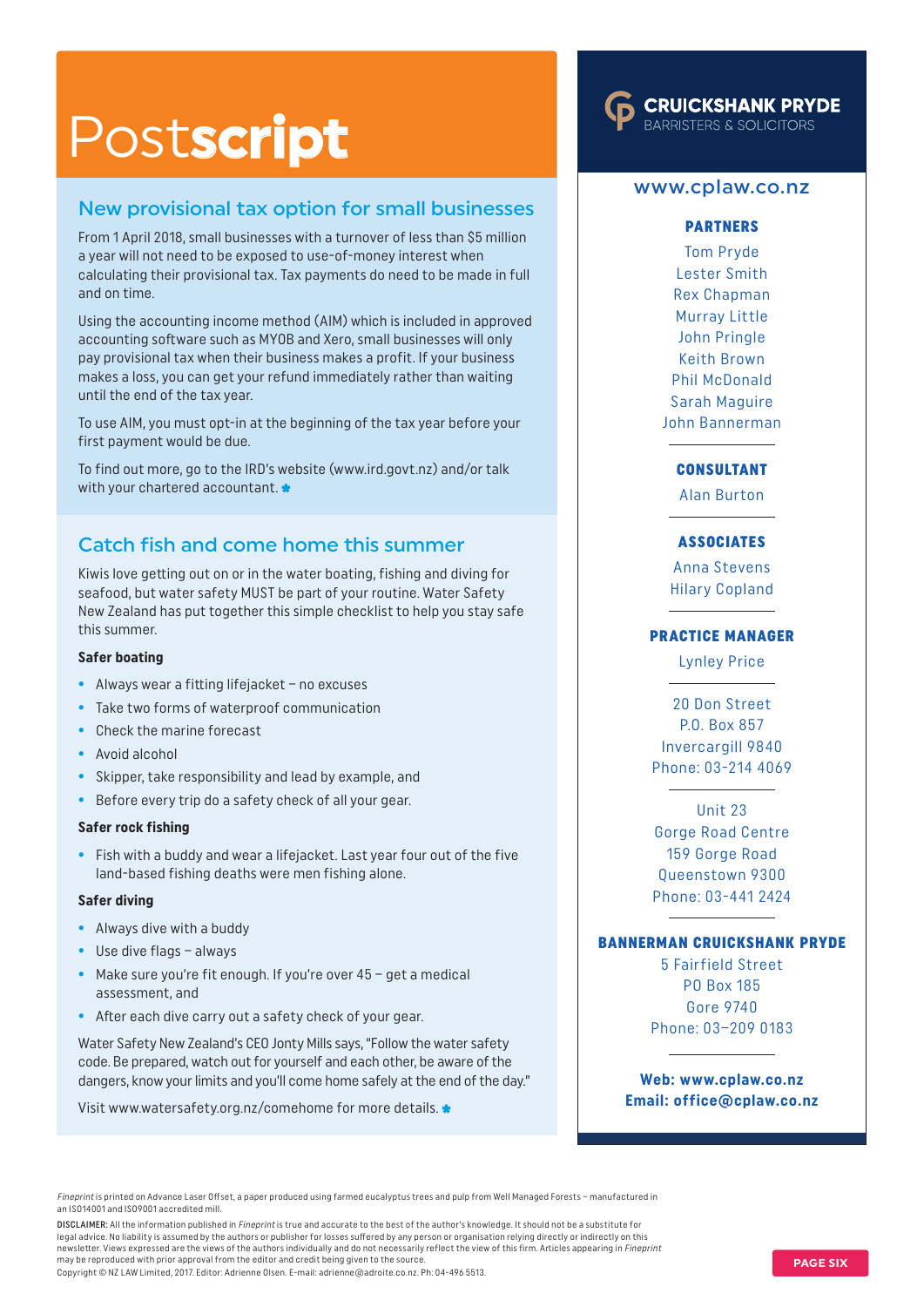# Postscript

## New provisional tax option for small businesses

From 1 April 2018, small businesses with a turnover of less than $5 million a year will not need to be exposed to use-of-money interest when calculating their provisional tax. Tax payments do need to be made in full and on time.

Using the accounting income method (AIM) which is included in approved accounting software such as MYOB and Xero, small businesses will only pay provisional tax when their business makes a profit. If your business makes a loss, you can get your refund immediately rather than waiting until the end of the tax year.

To use AIM, you must opt-in at the beginning of the tax year before your first payment would be due.

To find out more, go to the IRD's website (www.ird.govt.nz) and/or talk with your chartered accountant. ✱

## Catch fish and come home this summer

Kiwis love getting out on or in the water boating, fishing and diving for seafood, but water safety MUST be part of your routine. Water Safety New Zealand has put together this simple checklist to help you stay safe this summer.

**Safer boating**

- Always wear a fitting lifejacket – no excuses
- Take two forms of waterproof communication
- Check the marine forecast
- Avoid alcohol
- Skipper, take responsibility and lead by example, and
- Before every trip do a safety check of all your gear.

**Safer rock fishing**

- Fish with a buddy and wear a lifejacket. Last year four out of the five land-based fishing deaths were men fishing alone.

**Safer diving**

- Always dive with a buddy
- Use dive flags – always
- Make sure you're fit enough. If you're over 45 – get a medical assessment, and
- After each dive carry out a safety check of your gear.

Water Safety New Zealand's CEO Jonty Mills says, "Follow the water safety code. Be prepared, watch out for yourself and each other, be aware of the dangers, know your limits and you'll come home safely at the end of the day."

Visit www.watersafety.org.nz/comehome for more details. ✱

---

**CRUICKSHANK PRYDE**
BARRISTERS & SOLICITORS

www.cplaw.co.nz

**PARTNERS**

Tom Pryde
Lester Smith
Rex Chapman
Murray Little
John Pringle
Keith Brown
Phil McDonald
Sarah Maguire
John Bannerman

**CONSULTANT**

Alan Burton

**ASSOCIATES**

Anna Stevens
Hilary Copland

**PRACTICE MANAGER**

Lynley Price

20 Don Street
P.O. Box 857
Invercargill 9840
Phone: 03-214 4069

Unit 23
Gorge Road Centre
159 Gorge Road
Queenstown 9300
Phone: 03-441 2424

**BANNERMAN CRUICKSHANK PRYDE**

5 Fairfield Street
PO Box 185
Gore 9740
Phone: 03–209 0183

**Web: www.cplaw.co.nz**
**Email: office@cplaw.co.nz**

---

*Fineprint* is printed on Advance Laser Offset, a paper produced using farmed eucalyptus trees and pulp from Well Managed Forests – manufactured in an ISO14001 and ISO9001 accredited mill.

DISCLAIMER: All the information published in *Fineprint* is true and accurate to the best of the author's knowledge. It should not be a substitute for legal advice. No liability is assumed by the authors or publisher for losses suffered by any person or organisation relying directly or indirectly on this newsletter. Views expressed are the views of the authors individually and do not necessarily reflect the view of this firm. Articles appearing in *Fineprint* may be reproduced with prior approval from the editor and credit being given to the source.
Copyright © NZ LAW Limited, 2017. Editor: Adrienne Olsen. E-mail: adrienne@adroite.co.nz. Ph: 04-496 5513.